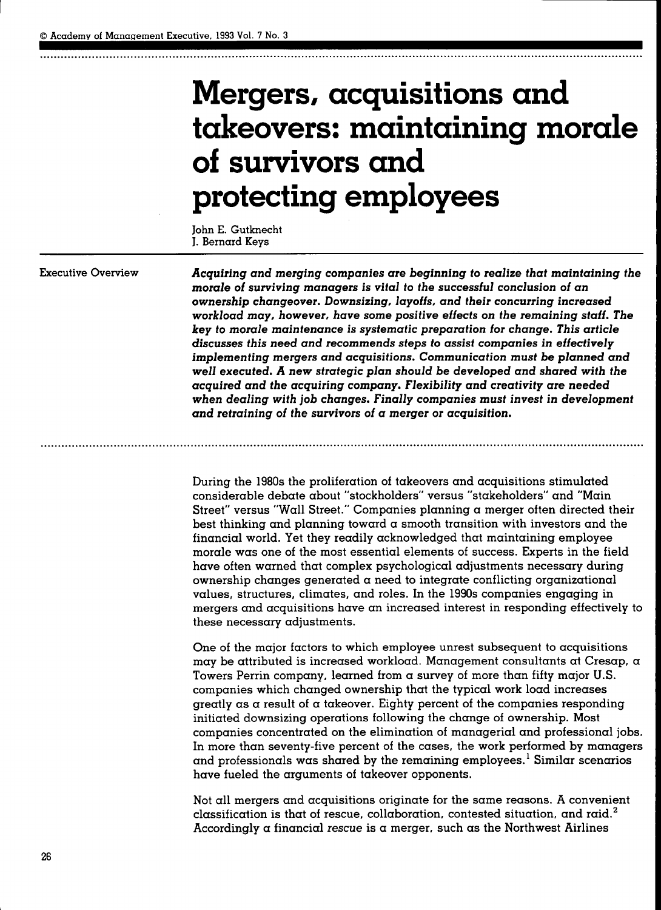# Mergers, acquisitions and takeovers: maintaining morale of survivors and protecting employees

John E. Gutknecht
J. Bernard Keys

**Executive Overview**

***Acquiring and merging companies are beginning to realize that maintaining the morale of surviving managers is vital to the successful conclusion of an ownership changeover. Downsizing, layoffs, and their concurring increased workload may, however, have some positive effects on the remaining staff. The key to morale maintenance is systematic preparation for change. This article discusses this need and recommends steps to assist companies in effectively implementing mergers and acquisitions. Communication must be planned and well executed. A new strategic plan should be developed and shared with the acquired and the acquiring company. Flexibility and creativity are needed when dealing with job changes. Finally companies must invest in development and retraining of the survivors of a merger or acquisition.***

During the 1980s the proliferation of takeovers and acquisitions stimulated considerable debate about "stockholders" versus "stakeholders" and "Main Street" versus "Wall Street." Companies planning a merger often directed their best thinking and planning toward a smooth transition with investors and the financial world. Yet they readily acknowledged that maintaining employee morale was one of the most essential elements of success. Experts in the field have often warned that complex psychological adjustments necessary during ownership changes generated a need to integrate conflicting organizational values, structures, climates, and roles. In the 1990s companies engaging in mergers and acquisitions have an increased interest in responding effectively to these necessary adjustments.

One of the major factors to which employee unrest subsequent to acquisitions may be attributed is increased workload. Management consultants at Cresap, a Towers Perrin company, learned from a survey of more than fifty major U.S. companies which changed ownership that the typical work load increases greatly as a result of a takeover. Eighty percent of the companies responding initiated downsizing operations following the change of ownership. Most companies concentrated on the elimination of managerial and professional jobs. In more than seventy-five percent of the cases, the work performed by managers and professionals was shared by the remaining employees.[1] Similar scenarios have fueled the arguments of takeover opponents.

Not all mergers and acquisitions originate for the same reasons. A convenient classification is that of rescue, collaboration, contested situation, and raid.[2] Accordingly a financial *rescue* is a merger, such as the Northwest Airlines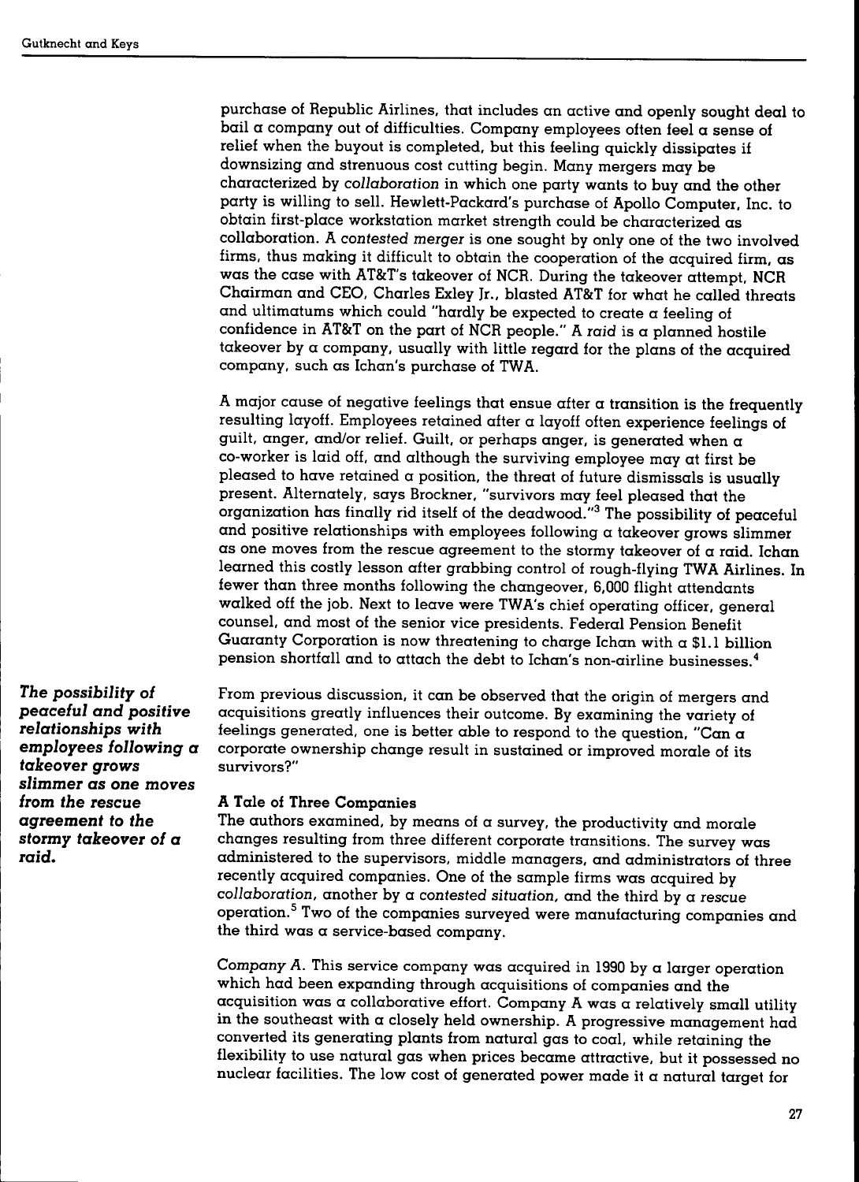purchase of Republic Airlines, that includes an active and openly sought deal to bail a company out of difficulties. Company employees often feel a sense of relief when the buyout is completed, but this feeling quickly dissipates if downsizing and strenuous cost cutting begin. Many mergers may be characterized by *collaboration* in which one party wants to buy and the other party is willing to sell. Hewlett-Packard's purchase of Apollo Computer, Inc. to obtain first-place workstation market strength could be characterized as collaboration. A *contested merger* is one sought by only one of the two involved firms, thus making it difficult to obtain the cooperation of the acquired firm, as was the case with AT&T's takeover of NCR. During the takeover attempt, NCR Chairman and CEO, Charles Exley Jr., blasted AT&T for what he called threats and ultimatums which could "hardly be expected to create a feeling of confidence in AT&T on the part of NCR people." A *raid* is a planned hostile takeover by a company, usually with little regard for the plans of the acquired company, such as Ichan's purchase of TWA.

A major cause of negative feelings that ensue after a transition is the frequently resulting layoff. Employees retained after a layoff often experience feelings of guilt, anger, and/or relief. Guilt, or perhaps anger, is generated when a co-worker is laid off, and although the surviving employee may at first be pleased to have retained a position, the threat of future dismissals is usually present. Alternately, says Brockner, "survivors may feel pleased that the organization has finally rid itself of the deadwood."[3] The possibility of peaceful and positive relationships with employees following a takeover grows slimmer as one moves from the rescue agreement to the stormy takeover of a raid. Ichan learned this costly lesson after grabbing control of rough-flying TWA Airlines. In fewer than three months following the changeover, 6,000 flight attendants walked off the job. Next to leave were TWA's chief operating officer, general counsel, and most of the senior vice presidents. Federal Pension Benefit Guaranty Corporation is now threatening to charge Ichan with a $1.1 billion pension shortfall and to attach the debt to Ichan's non-airline businesses.[4]

***The possibility of peaceful and positive relationships with employees following a takeover grows slimmer as one moves from the rescue agreement to the stormy takeover of a raid.***

From previous discussion, it can be observed that the origin of mergers and acquisitions greatly influences their outcome. By examining the variety of feelings generated, one is better able to respond to the question, "Can a corporate ownership change result in sustained or improved morale of its survivors?"

### A Tale of Three Companies

The authors examined, by means of a survey, the productivity and morale changes resulting from three different corporate transitions. The survey was administered to the supervisors, middle managers, and administrators of three recently acquired companies. One of the sample firms was acquired by *collaboration*, another by a *contested situation*, and the third by a *rescue* operation.[5] Two of the companies surveyed were manufacturing companies and the third was a service-based company.

*Company A.* This service company was acquired in 1990 by a larger operation which had been expanding through acquisitions of companies and the acquisition was a collaborative effort. Company A was a relatively small utility in the southeast with a closely held ownership. A progressive management had converted its generating plants from natural gas to coal, while retaining the flexibility to use natural gas when prices became attractive, but it possessed no nuclear facilities. The low cost of generated power made it a natural target for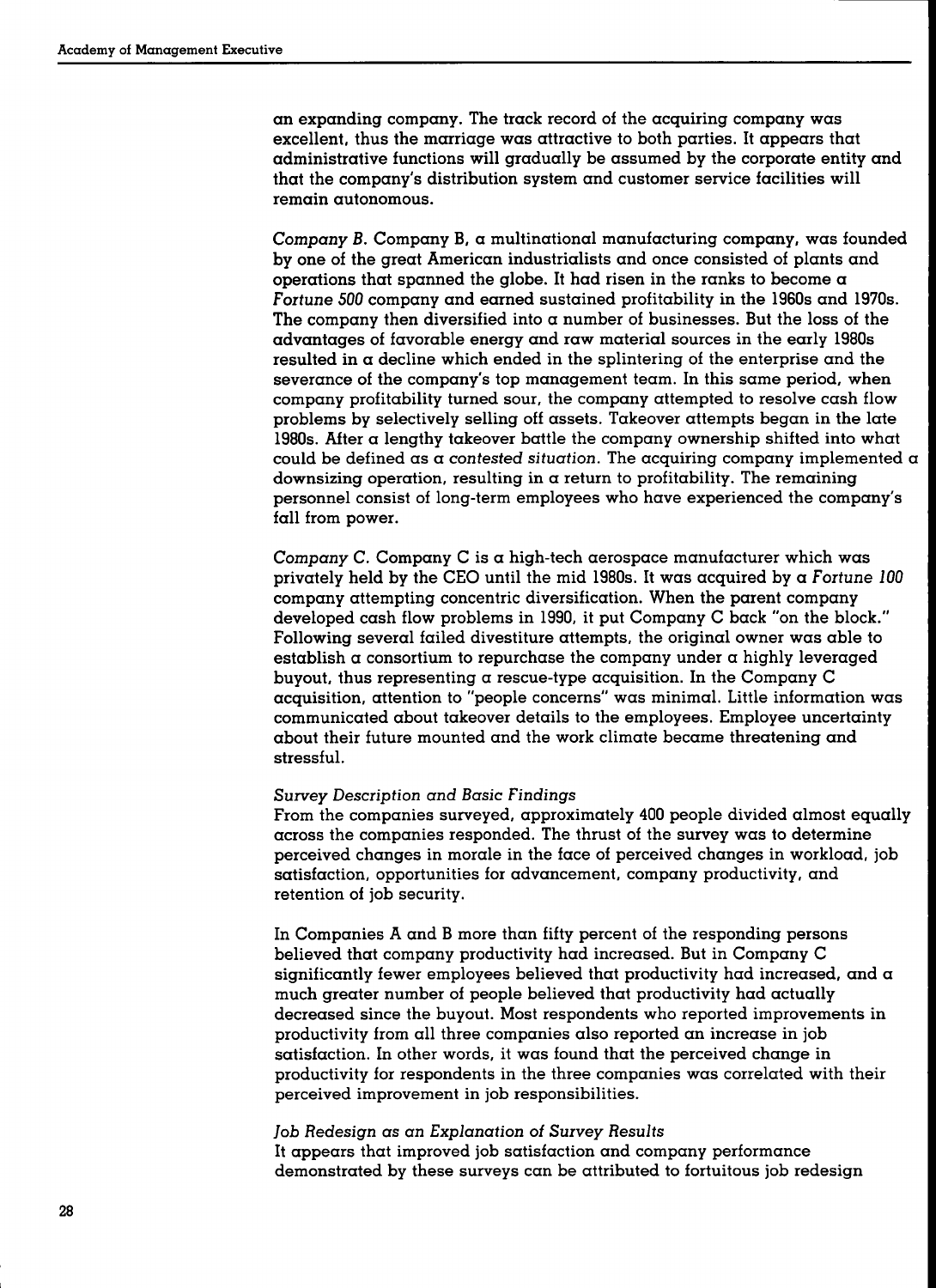an expanding company. The track record of the acquiring company was excellent, thus the marriage was attractive to both parties. It appears that administrative functions will gradually be assumed by the corporate entity and that the company's distribution system and customer service facilities will remain autonomous.

*Company B.* Company B, a multinational manufacturing company, was founded by one of the great American industrialists and once consisted of plants and operations that spanned the globe. It had risen in the ranks to become a *Fortune 500* company and earned sustained profitability in the 1960s and 1970s. The company then diversified into a number of businesses. But the loss of the advantages of favorable energy and raw material sources in the early 1980s resulted in a decline which ended in the splintering of the enterprise and the severance of the company's top management team. In this same period, when company profitability turned sour, the company attempted to resolve cash flow problems by selectively selling off assets. Takeover attempts began in the late 1980s. After a lengthy takeover battle the company ownership shifted into what could be defined as a *contested situation*. The acquiring company implemented a downsizing operation, resulting in a return to profitability. The remaining personnel consist of long-term employees who have experienced the company's fall from power.

*Company C.* Company C is a high-tech aerospace manufacturer which was privately held by the CEO until the mid 1980s. It was acquired by a *Fortune 100* company attempting concentric diversification. When the parent company developed cash flow problems in 1990, it put Company C back "on the block." Following several failed divestiture attempts, the original owner was able to establish a consortium to repurchase the company under a highly leveraged buyout, thus representing a rescue-type acquisition. In the Company C acquisition, attention to "people concerns" was minimal. Little information was communicated about takeover details to the employees. Employee uncertainty about their future mounted and the work climate became threatening and stressful.

### *Survey Description and Basic Findings*

From the companies surveyed, approximately 400 people divided almost equally across the companies responded. The thrust of the survey was to determine perceived changes in morale in the face of perceived changes in workload, job satisfaction, opportunities for advancement, company productivity, and retention of job security.

In Companies A and B more than fifty percent of the responding persons believed that company productivity had increased. But in Company C significantly fewer employees believed that productivity had increased, and a much greater number of people believed that productivity had actually decreased since the buyout. Most respondents who reported improvements in productivity from all three companies also reported an increase in job satisfaction. In other words, it was found that the perceived change in productivity for respondents in the three companies was correlated with their perceived improvement in job responsibilities.

### *Job Redesign as an Explanation of Survey Results*

It appears that improved job satisfaction and company performance demonstrated by these surveys can be attributed to fortuitous job redesign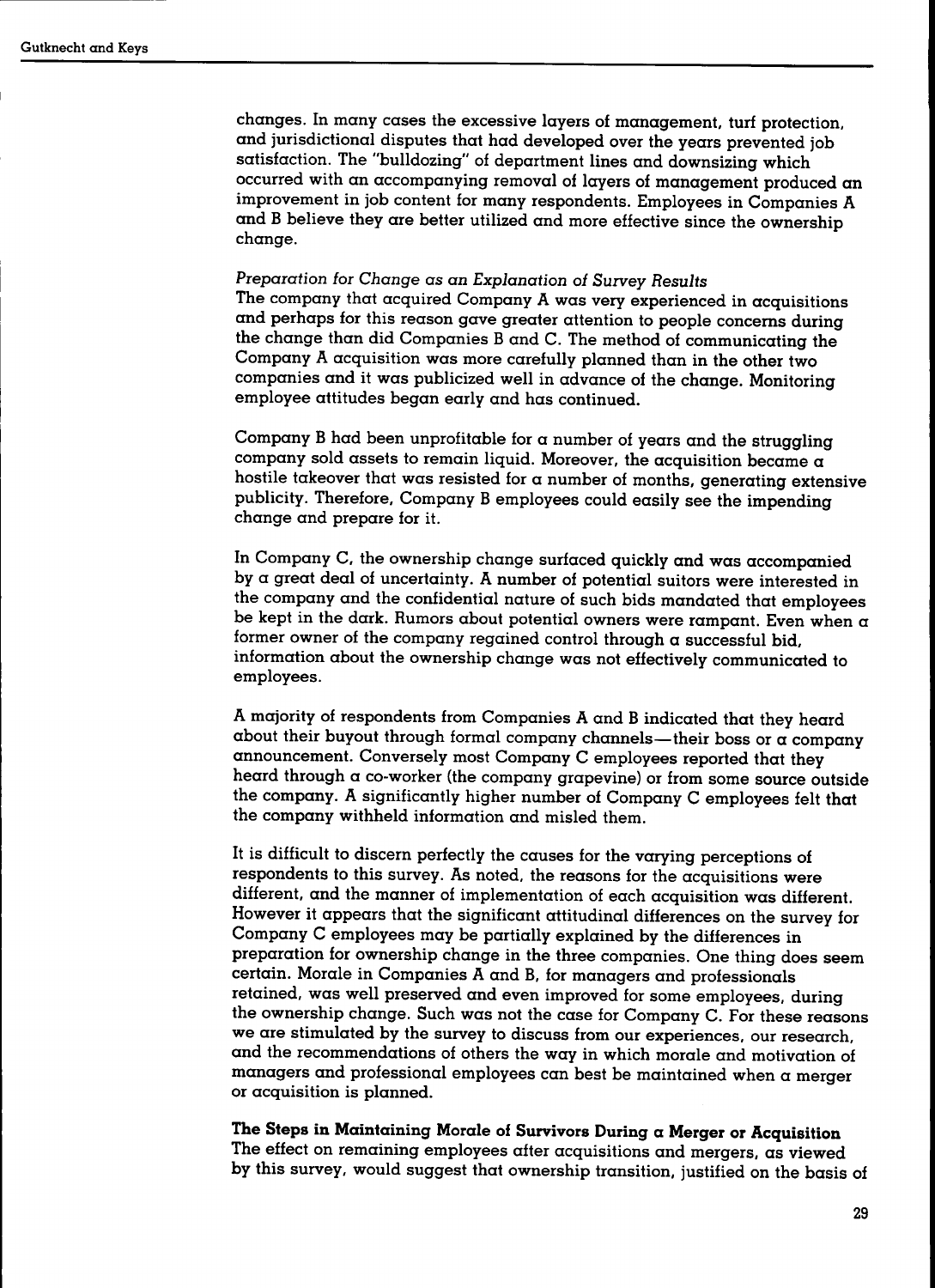changes. In many cases the excessive layers of management, turf protection, and jurisdictional disputes that had developed over the years prevented job satisfaction. The "bulldozing" of department lines and downsizing which occurred with an accompanying removal of layers of management produced an improvement in job content for many respondents. Employees in Companies A and B believe they are better utilized and more effective since the ownership change.

*Preparation for Change as an Explanation of Survey Results*

The company that acquired Company A was very experienced in acquisitions and perhaps for this reason gave greater attention to people concerns during the change than did Companies B and C. The method of communicating the Company A acquisition was more carefully planned than in the other two companies and it was publicized well in advance of the change. Monitoring employee attitudes began early and has continued.

Company B had been unprofitable for a number of years and the struggling company sold assets to remain liquid. Moreover, the acquisition became a hostile takeover that was resisted for a number of months, generating extensive publicity. Therefore, Company B employees could easily see the impending change and prepare for it.

In Company C, the ownership change surfaced quickly and was accompanied by a great deal of uncertainty. A number of potential suitors were interested in the company and the confidential nature of such bids mandated that employees be kept in the dark. Rumors about potential owners were rampant. Even when a former owner of the company regained control through a successful bid, information about the ownership change was not effectively communicated to employees.

A majority of respondents from Companies A and B indicated that they heard about their buyout through formal company channels—their boss or a company announcement. Conversely most Company C employees reported that they heard through a co-worker (the company grapevine) or from some source outside the company. A significantly higher number of Company C employees felt that the company withheld information and misled them.

It is difficult to discern perfectly the causes for the varying perceptions of respondents to this survey. As noted, the reasons for the acquisitions were different, and the manner of implementation of each acquisition was different. However it appears that the significant attitudinal differences on the survey for Company C employees may be partially explained by the differences in preparation for ownership change in the three companies. One thing does seem certain. Morale in Companies A and B, for managers and professionals retained, was well preserved and even improved for some employees, during the ownership change. Such was not the case for Company C. For these reasons we are stimulated by the survey to discuss from our experiences, our research, and the recommendations of others the way in which morale and motivation of managers and professional employees can best be maintained when a merger or acquisition is planned.

**The Steps in Maintaining Morale of Survivors During a Merger or Acquisition**

The effect on remaining employees after acquisitions and mergers, as viewed by this survey, would suggest that ownership transition, justified on the basis of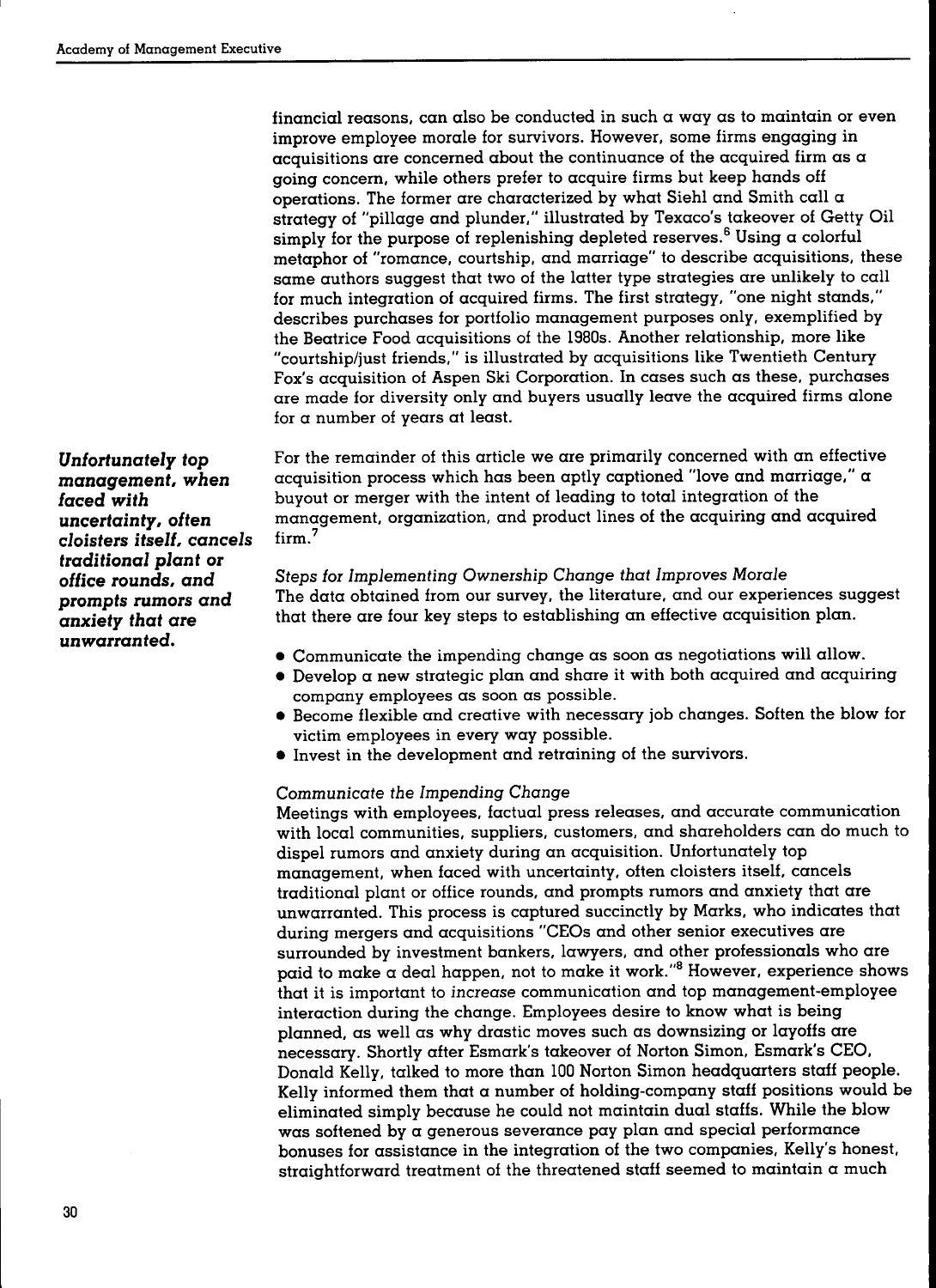financial reasons, can also be conducted in such a way as to maintain or even improve employee morale for survivors. However, some firms engaging in acquisitions are concerned about the continuance of the acquired firm as a going concern, while others prefer to acquire firms but keep hands off operations. The former are characterized by what Siehl and Smith call a strategy of "pillage and plunder," illustrated by Texaco's takeover of Getty Oil simply for the purpose of replenishing depleted reserves.[6] Using a colorful metaphor of "romance, courtship, and marriage" to describe acquisitions, these same authors suggest that two of the latter type strategies are unlikely to call for much integration of acquired firms. The first strategy, "one night stands," describes purchases for portfolio management purposes only, exemplified by the Beatrice Food acquisitions of the 1980s. Another relationship, more like "courtship/just friends," is illustrated by acquisitions like Twentieth Century Fox's acquisition of Aspen Ski Corporation. In cases such as these, purchases are made for diversity only and buyers usually leave the acquired firms alone for a number of years at least.

***Unfortunately top management, when faced with uncertainty, often cloisters itself, cancels traditional plant or office rounds, and prompts rumors and anxiety that are unwarranted.***

For the remainder of this article we are primarily concerned with an effective acquisition process which has been aptly captioned "love and marriage," a buyout or merger with the intent of leading to total integration of the management, organization, and product lines of the acquiring and acquired firm.[7]

### *Steps for Implementing Ownership Change that Improves Morale*

The data obtained from our survey, the literature, and our experiences suggest that there are four key steps to establishing an effective acquisition plan.

- Communicate the impending change as soon as negotiations will allow.
- Develop a new strategic plan and share it with both acquired and acquiring company employees as soon as possible.
- Become flexible and creative with necessary job changes. Soften the blow for victim employees in every way possible.
- Invest in the development and retraining of the survivors.

### *Communicate the Impending Change*

Meetings with employees, factual press releases, and accurate communication with local communities, suppliers, customers, and shareholders can do much to dispel rumors and anxiety during an acquisition. Unfortunately top management, when faced with uncertainty, often cloisters itself, cancels traditional plant or office rounds, and prompts rumors and anxiety that are unwarranted. This process is captured succinctly by Marks, who indicates that during mergers and acquisitions "CEOs and other senior executives are surrounded by investment bankers, lawyers, and other professionals who are paid to make a deal happen, not to make it work."[8] However, experience shows that it is important to *increase* communication and top management-employee interaction during the change. Employees desire to know what is being planned, as well as why drastic moves such as downsizing or layoffs are necessary. Shortly after Esmark's takeover of Norton Simon, Esmark's CEO, Donald Kelly, talked to more than 100 Norton Simon headquarters staff people. Kelly informed them that a number of holding-company staff positions would be eliminated simply because he could not maintain dual staffs. While the blow was softened by a generous severance pay plan and special performance bonuses for assistance in the integration of the two companies, Kelly's honest, straightforward treatment of the threatened staff seemed to maintain a much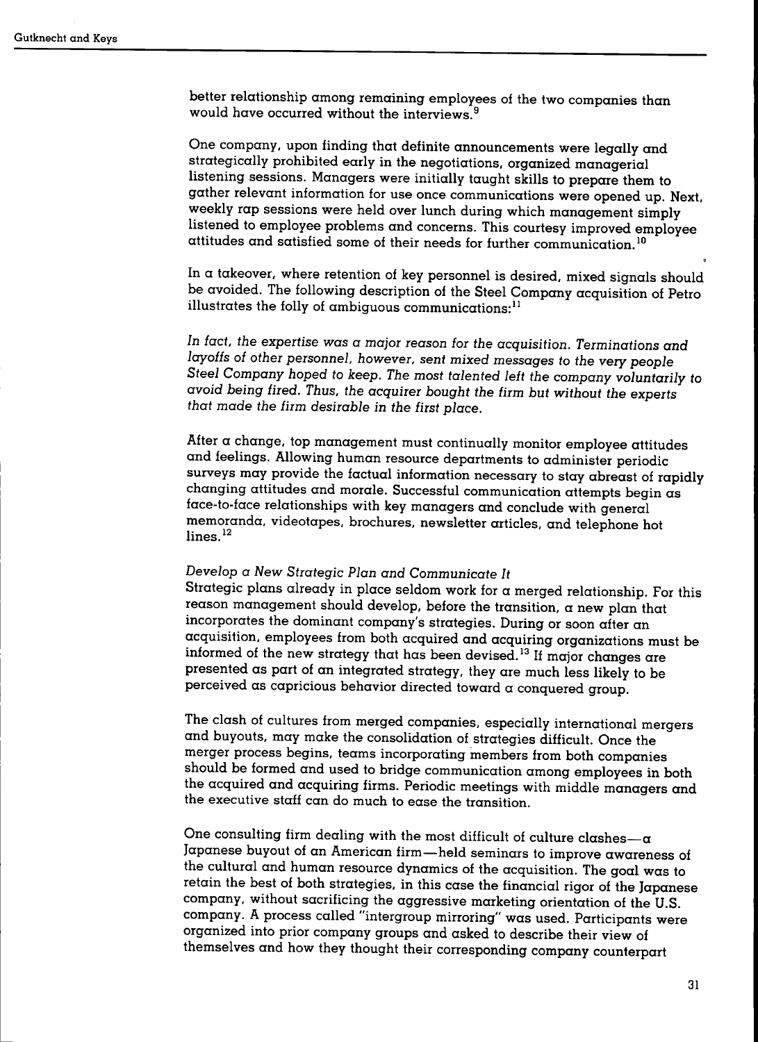better relationship among remaining employees of the two companies than would have occurred without the interviews.[9]

One company, upon finding that definite announcements were legally and strategically prohibited early in the negotiations, organized managerial listening sessions. Managers were initially taught skills to prepare them to gather relevant information for use once communications were opened up. Next, weekly rap sessions were held over lunch during which management simply listened to employee problems and concerns. This courtesy improved employee attitudes and satisfied some of their needs for further communication.[10]

In a takeover, where retention of key personnel is desired, mixed signals should be avoided. The following description of the Steel Company acquisition of Petro illustrates the folly of ambiguous communications:[11]

*In fact, the expertise was a major reason for the acquisition. Terminations and layoffs of other personnel, however, sent mixed messages to the very people Steel Company hoped to keep. The most talented left the company voluntarily to avoid being fired. Thus, the acquirer bought the firm but without the experts that made the firm desirable in the first place.*

After a change, top management must continually monitor employee attitudes and feelings. Allowing human resource departments to administer periodic surveys may provide the factual information necessary to stay abreast of rapidly changing attitudes and morale. Successful communication attempts begin as face-to-face relationships with key managers and conclude with general memoranda, videotapes, brochures, newsletter articles, and telephone hot lines.[12]

### *Develop a New Strategic Plan and Communicate It*

Strategic plans already in place seldom work for a merged relationship. For this reason management should develop, before the transition, a new plan that incorporates the dominant company's strategies. During or soon after an acquisition, employees from both acquired and acquiring organizations must be informed of the new strategy that has been devised.[13] If major changes are presented as part of an integrated strategy, they are much less likely to be perceived as capricious behavior directed toward a conquered group.

The clash of cultures from merged companies, especially international mergers and buyouts, may make the consolidation of strategies difficult. Once the merger process begins, teams incorporating members from both companies should be formed and used to bridge communication among employees in both the acquired and acquiring firms. Periodic meetings with middle managers and the executive staff can do much to ease the transition.

One consulting firm dealing with the most difficult of culture clashes—a Japanese buyout of an American firm—held seminars to improve awareness of the cultural and human resource dynamics of the acquisition. The goal was to retain the best of both strategies, in this case the financial rigor of the Japanese company, without sacrificing the aggressive marketing orientation of the U.S. company. A process called "intergroup mirroring" was used. Participants were organized into prior company groups and asked to describe their view of themselves and how they thought their corresponding company counterpart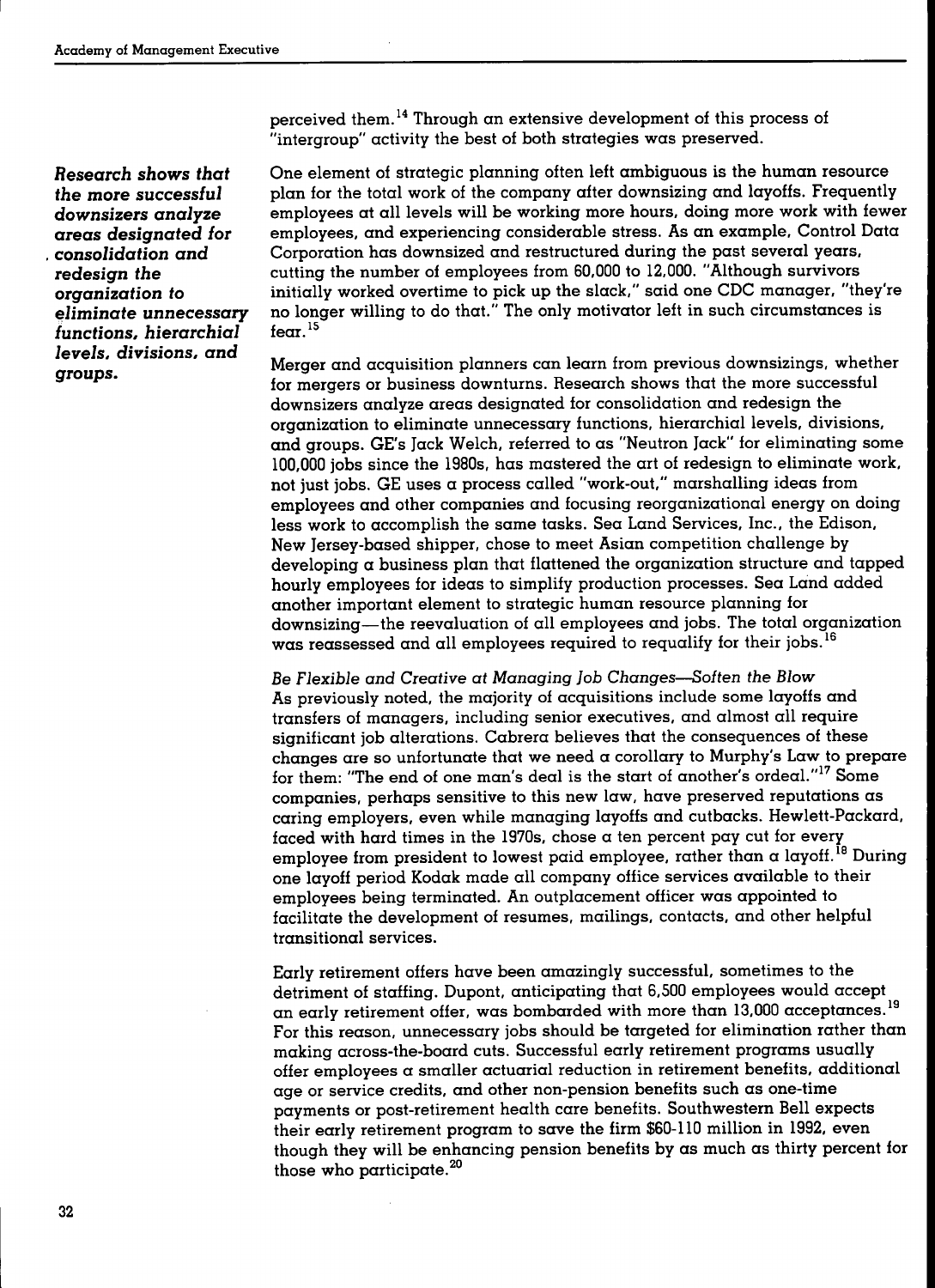perceived them.[14] Through an extensive development of this process of "intergroup" activity the best of both strategies was preserved.

***Research shows that the more successful downsizers analyze areas designated for consolidation and redesign the organization to eliminate unnecessary functions, hierarchial levels, divisions, and groups.***

One element of strategic planning often left ambiguous is the human resource plan for the total work of the company after downsizing and layoffs. Frequently employees at all levels will be working more hours, doing more work with fewer employees, and experiencing considerable stress. As an example, Control Data Corporation has downsized and restructured during the past several years, cutting the number of employees from 60,000 to 12,000. "Although survivors initially worked overtime to pick up the slack," said one CDC manager, "they're no longer willing to do that." The only motivator left in such circumstances is fear.[15]

Merger and acquisition planners can learn from previous downsizings, whether for mergers or business downturns. Research shows that the more successful downsizers analyze areas designated for consolidation and redesign the organization to eliminate unnecessary functions, hierarchial levels, divisions, and groups. GE's Jack Welch, referred to as "Neutron Jack" for eliminating some 100,000 jobs since the 1980s, has mastered the art of redesign to eliminate work, not just jobs. GE uses a process called "work-out," marshalling ideas from employees and other companies and focusing reorganizational energy on doing less work to accomplish the same tasks. Sea Land Services, Inc., the Edison, New Jersey-based shipper, chose to meet Asian competition challenge by developing a business plan that flattened the organization structure and tapped hourly employees for ideas to simplify production processes. Sea Land added another important element to strategic human resource planning for downsizing—the reevaluation of all employees and jobs. The total organization was reassessed and all employees required to requalify for their jobs.[16]

*Be Flexible and Creative at Managing Job Changes—Soften the Blow*

As previously noted, the majority of acquisitions include some layoffs and transfers of managers, including senior executives, and almost all require significant job alterations. Cabrera believes that the consequences of these changes are so unfortunate that we need a corollary to Murphy's Law to prepare for them: "The end of one man's deal is the start of another's ordeal."[17] Some companies, perhaps sensitive to this new law, have preserved reputations as caring employers, even while managing layoffs and cutbacks. Hewlett-Packard, faced with hard times in the 1970s, chose a ten percent pay cut for every employee from president to lowest paid employee, rather than a layoff.[18] During one layoff period Kodak made all company office services available to their employees being terminated. An outplacement officer was appointed to facilitate the development of resumes, mailings, contacts, and other helpful transitional services.

Early retirement offers have been amazingly successful, sometimes to the detriment of staffing. Dupont, anticipating that 6,500 employees would accept an early retirement offer, was bombarded with more than 13,000 acceptances.[19] For this reason, unnecessary jobs should be targeted for elimination rather than making across-the-board cuts. Successful early retirement programs usually offer employees a smaller actuarial reduction in retirement benefits, additional age or service credits, and other non-pension benefits such as one-time payments or post-retirement health care benefits. Southwestern Bell expects their early retirement program to save the firm $60-110 million in 1992, even though they will be enhancing pension benefits by as much as thirty percent for those who participate.[20]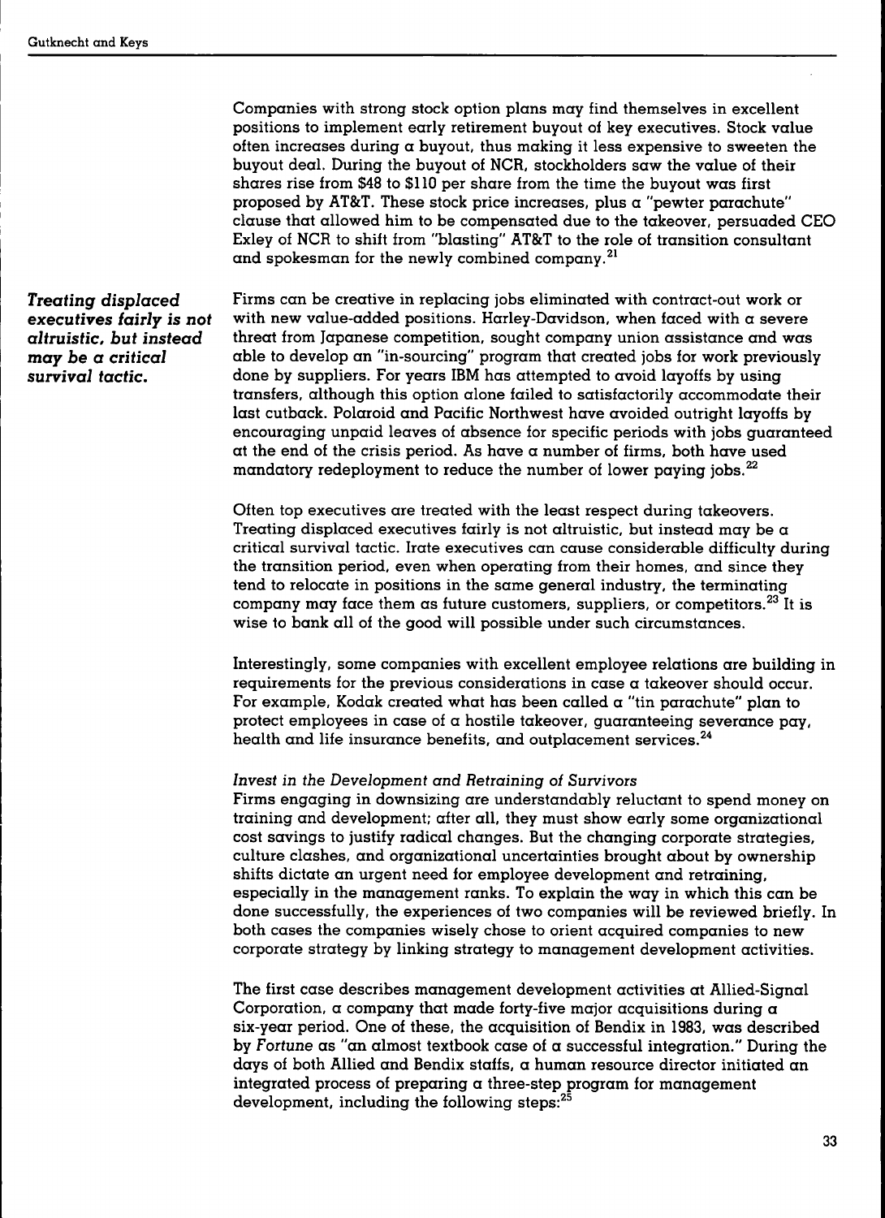Companies with strong stock option plans may find themselves in excellent positions to implement early retirement buyout of key executives. Stock value often increases during a buyout, thus making it less expensive to sweeten the buyout deal. During the buyout of NCR, stockholders saw the value of their shares rise from $48 to $110 per share from the time the buyout was first proposed by AT&T. These stock price increases, plus a "pewter parachute" clause that allowed him to be compensated due to the takeover, persuaded CEO Exley of NCR to shift from "blasting" AT&T to the role of transition consultant and spokesman for the newly combined company.[21]

***Treating displaced executives fairly is not altruistic, but instead may be a critical survival tactic.***

Firms can be creative in replacing jobs eliminated with contract-out work or with new value-added positions. Harley-Davidson, when faced with a severe threat from Japanese competition, sought company union assistance and was able to develop an "in-sourcing" program that created jobs for work previously done by suppliers. For years IBM has attempted to avoid layoffs by using transfers, although this option alone failed to satisfactorily accommodate their last cutback. Polaroid and Pacific Northwest have avoided outright layoffs by encouraging unpaid leaves of absence for specific periods with jobs guaranteed at the end of the crisis period. As have a number of firms, both have used mandatory redeployment to reduce the number of lower paying jobs.[22]

Often top executives are treated with the least respect during takeovers. Treating displaced executives fairly is not altruistic, but instead may be a critical survival tactic. Irate executives can cause considerable difficulty during the transition period, even when operating from their homes, and since they tend to relocate in positions in the same general industry, the terminating company may face them as future customers, suppliers, or competitors.[23] It is wise to bank all of the good will possible under such circumstances.

Interestingly, some companies with excellent employee relations are building in requirements for the previous considerations in case a takeover should occur. For example, Kodak created what has been called a "tin parachute" plan to protect employees in case of a hostile takeover, guaranteeing severance pay, health and life insurance benefits, and outplacement services.[24]

*Invest in the Development and Retraining of Survivors*

Firms engaging in downsizing are understandably reluctant to spend money on training and development; after all, they must show early some organizational cost savings to justify radical changes. But the changing corporate strategies, culture clashes, and organizational uncertainties brought about by ownership shifts dictate an urgent need for employee development and retraining, especially in the management ranks. To explain the way in which this can be done successfully, the experiences of two companies will be reviewed briefly. In both cases the companies wisely chose to orient acquired companies to new corporate strategy by linking strategy to management development activities.

The first case describes management development activities at Allied-Signal Corporation, a company that made forty-five major acquisitions during a six-year period. One of these, the acquisition of Bendix in 1983, was described by *Fortune* as "an almost textbook case of a successful integration." During the days of both Allied and Bendix staffs, a human resource director initiated an integrated process of preparing a three-step program for management development, including the following steps:[25]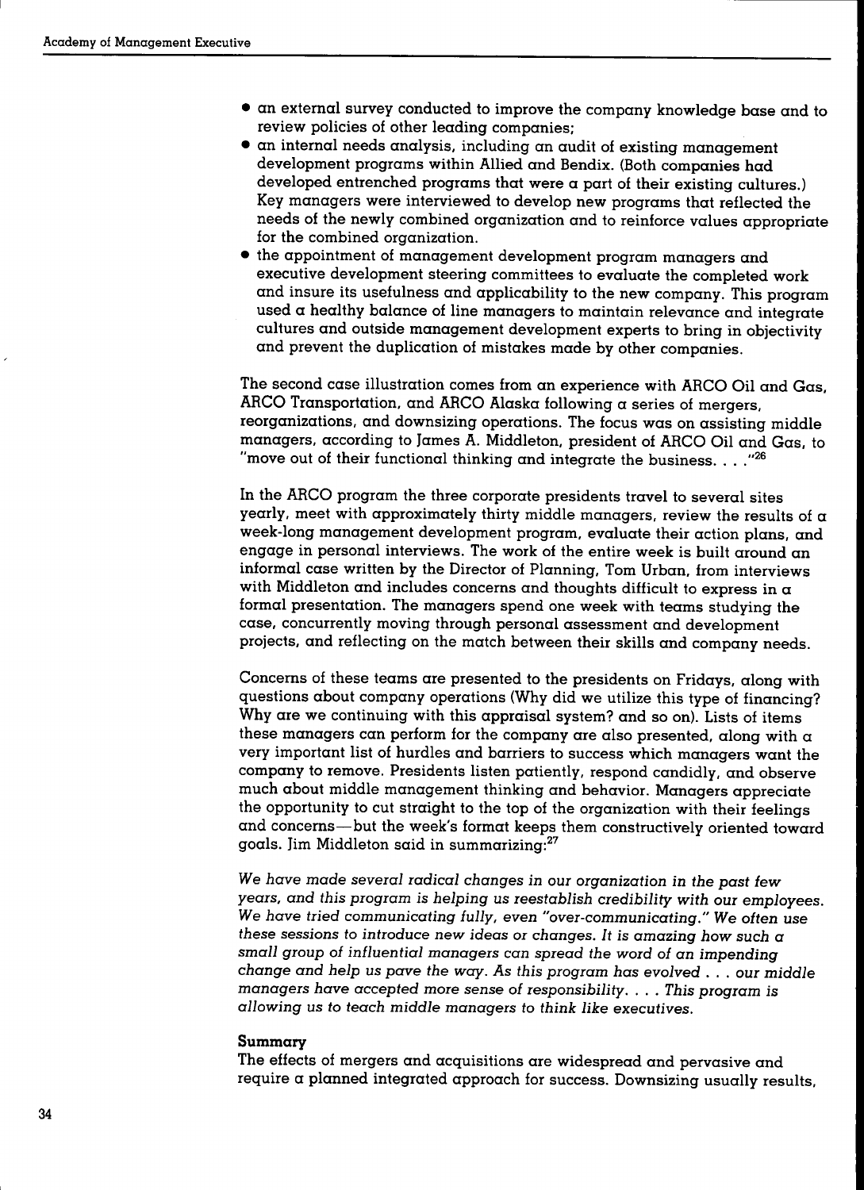- an external survey conducted to improve the company knowledge base and to review policies of other leading companies;
- an internal needs analysis, including an audit of existing management development programs within Allied and Bendix. (Both companies had developed entrenched programs that were a part of their existing cultures.) Key managers were interviewed to develop new programs that reflected the needs of the newly combined organization and to reinforce values appropriate for the combined organization.
- the appointment of management development program managers and executive development steering committees to evaluate the completed work and insure its usefulness and applicability to the new company. This program used a healthy balance of line managers to maintain relevance and integrate cultures and outside management development experts to bring in objectivity and prevent the duplication of mistakes made by other companies.

The second case illustration comes from an experience with ARCO Oil and Gas, ARCO Transportation, and ARCO Alaska following a series of mergers, reorganizations, and downsizing operations. The focus was on assisting middle managers, according to James A. Middleton, president of ARCO Oil and Gas, to "move out of their functional thinking and integrate the business. . . ."[26]

In the ARCO program the three corporate presidents travel to several sites yearly, meet with approximately thirty middle managers, review the results of a week-long management development program, evaluate their action plans, and engage in personal interviews. The work of the entire week is built around an informal case written by the Director of Planning, Tom Urban, from interviews with Middleton and includes concerns and thoughts difficult to express in a formal presentation. The managers spend one week with teams studying the case, concurrently moving through personal assessment and development projects, and reflecting on the match between their skills and company needs.

Concerns of these teams are presented to the presidents on Fridays, along with questions about company operations (Why did we utilize this type of financing? Why are we continuing with this appraisal system? and so on). Lists of items these managers can perform for the company are also presented, along with a very important list of hurdles and barriers to success which managers want the company to remove. Presidents listen patiently, respond candidly, and observe much about middle management thinking and behavior. Managers appreciate the opportunity to cut straight to the top of the organization with their feelings and concerns—but the week's format keeps them constructively oriented toward goals. Jim Middleton said in summarizing:[27]

*We have made several radical changes in our organization in the past few years, and this program is helping us reestablish credibility with our employees. We have tried communicating fully, even "over-communicating." We often use these sessions to introduce new ideas or changes. It is amazing how such a small group of influential managers can spread the word of an impending change and help us pave the way. As this program has evolved . . . our middle managers have accepted more sense of responsibility. . . . This program is allowing us to teach middle managers to think like executives.*

### Summary

The effects of mergers and acquisitions are widespread and pervasive and require a planned integrated approach for success. Downsizing usually results,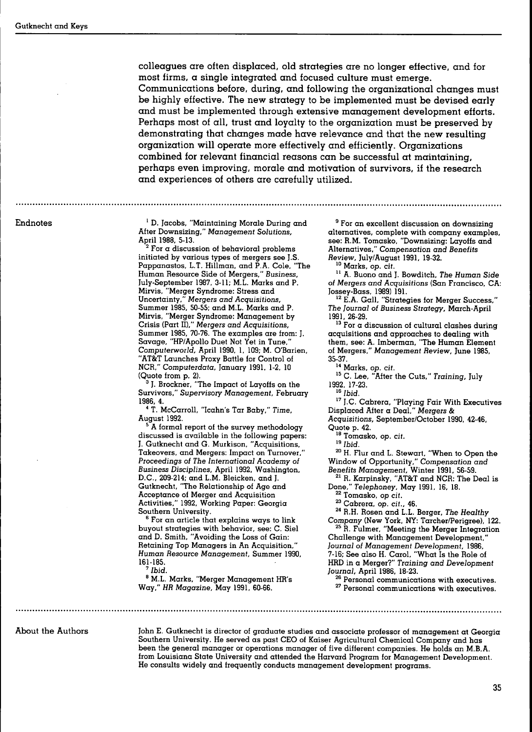colleagues are often displaced, old strategies are no longer effective, and for most firms, a single integrated and focused culture must emerge. Communications before, during, and following the organizational changes must be highly effective. The new strategy to be implemented must be devised early and must be implemented through extensive management development efforts. Perhaps most of all, trust and loyalty to the organization must be preserved by demonstrating that changes made have relevance and that the new resulting organization will operate more effectively and efficiently. Organizations combined for relevant financial reasons can be successful at maintaining, perhaps even improving, morale and motivation of survivors, if the research and experiences of others are carefully utilized.

## Endnotes

[1] D. Jacobs, "Maintaining Morale During and After Downsizing," *Management Solutions*, April 1988, 5-13.

[2] For a discussion of behavioral problems initiated by various types of mergers see J.S. Pappanastos, L.T. Hillman, and P.A. Cole, "The Human Resource Side of Mergers," *Business*, July-September 1987, 3-11; M.L. Marks and P. Mirvis, "Merger Syndrome: Stress and Uncertainty," *Mergers and Acquisitions*, Summer 1985, 50-55; and M.L. Marks and P. Mirvis, "Merger Syndrome: Management by Crisis (Part II)," *Mergers and Acquisitions*, Summer 1985, 70-76. The examples are from: J. Savage, "HP/Apollo Duet Not Yet in Tune," *Computerworld*, April 1990, 1, 109; M. O'Barien, "AT&T Launches Proxy Battle for Control of NCR," *Computerdata*, January 1991, 1-2, 10 (Quote from p. 2).

[3] J. Brockner, "The Impact of Layoffs on the Survivors," *Supervisory Management*, February 1986, 4.

[4] T. McCarroll, "Icahn's Tar Baby," *Time*, August 1992.

[5] A formal report of the survey methodology discussed is available in the following papers: J. Gutknecht and G. Murkison, "Acquisitions, Takeovers, and Mergers: Impact on Turnover," *Proceedings of The International Academy of Business Disciplines*, April 1992, Washington, D.C., 209-214; and L.M. Bleicken, and J. Gutknecht, "The Relationship of Age and Acceptance of Merger and Acquisition Activities," 1992, Working Paper: Georgia Southern University.

[6] For an article that explains ways to link buyout strategies with behavior, see: C. Siel and D. Smith, "Avoiding the Loss of Gain: Retaining Top Managers in An Acquisition," *Human Resource Management*, Summer 1990, 161-185.

[7] *Ibid.*

[8] M.L. Marks, "Merger Management HR's Way," *HR Magazine*, May 1991, 60-66.

[9] For an excellent discussion on downsizing alternatives, complete with company examples, see: R.M. Tomasko, "Downsizing: Layoffs and Alternatives," *Compensation and Benefits Review*, July/August 1991, 19-32.

[10] Marks, *op. cit.*

[11] A. Buono and J. Bowditch, *The Human Side of Mergers and Acquisitions* (San Francisco, CA: Jossey-Bass, 1989) 191.

[12] E.A. Gall, "Strategies for Merger Success," *The Journal of Business Strategy*, March-April 1991, 26-29.

[13] For a discussion of cultural clashes during acquisitions and approaches to dealing with them, see: A. Imberman, "The Human Element of Mergers," *Management Review*, June 1985, 35-37.

[14] Marks, *op. cit.*

[15] C. Lee, "After the Cuts," *Training*, July 1992, 17-23.

[16] *Ibid.*

[17] J.C. Cabrera, "Playing Fair With Executives Displaced After a Deal," *Mergers & Acquisitions*, September/October 1990, 42-46, Quote p. 42.

[18] Tomasko, *op. cit.*

[19] *Ibid.*

[20] H. Flur and L. Stewart, "When to Open the Window of Opportunity," *Compensation and Benefits Management*, Winter 1991, 56-59.

[21] R. Karpinsky, "AT&T and NCR: The Deal is Done," *Telephoney*, May 1991, 16, 18.

[22] Tomasko, *op cit.*

[23] Cabrera, *op. cit.*, 46.

[24] R.H. Rosen and L.L. Berger, *The Healthy Company* (New York, NY: Tarcher/Perigree), 122.

[25] R. Fulmer, "Meeting the Merger Integration Challenge with Management Development," *Journal of Management Development*, 1986, 7-16; See also H. Carol, "What Is the Role of HRD in a Merger?" *Training and Development Journal*, April 1986, 18-23.

[26] Personal communications with executives.

[27] Personal communications with executives.

## About the Authors

John E. Gutknecht is director of graduate studies and associate professor of management at Georgia Southern University. He served as past CEO of Kaiser Agricultural Chemical Company and has been the general manager or operations manager of five different companies. He holds an M.B.A. from Louisiana State University and attended the Harvard Program for Management Development. He consults widely and frequently conducts management development programs.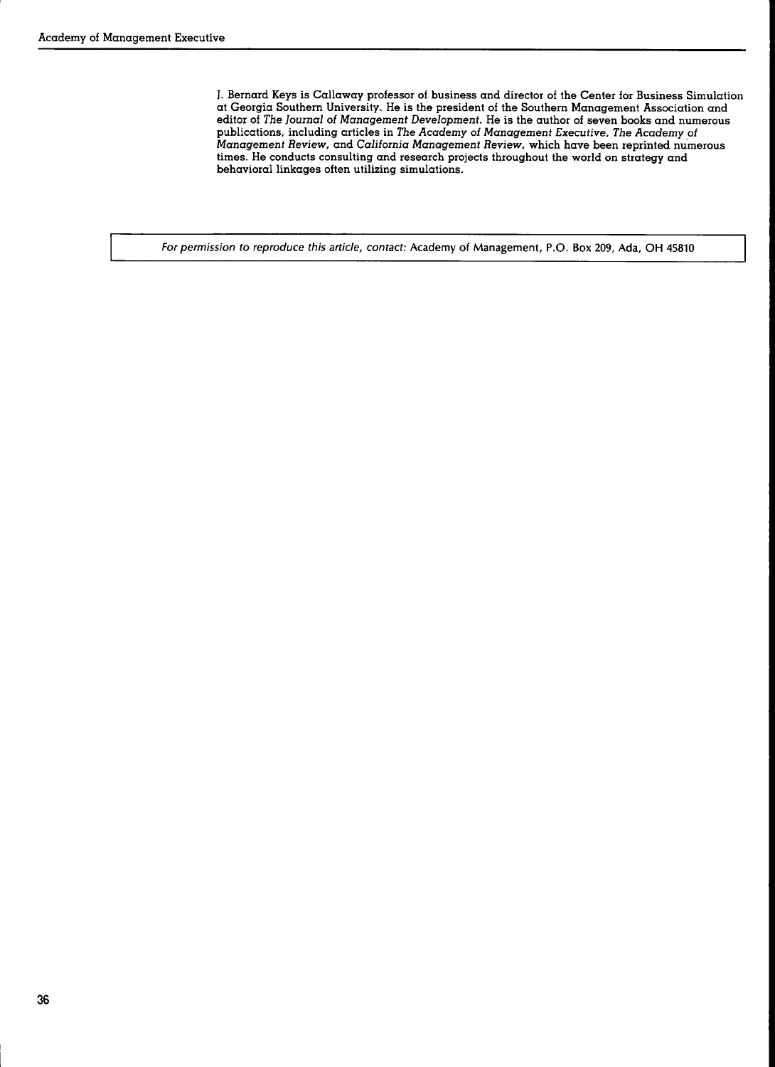J. Bernard Keys is Callaway professor of business and director of the Center for Business Simulation at Georgia Southern University. He is the president of the Southern Management Association and editor of *The Journal of Management Development*. He is the author of seven books and numerous publications, including articles in *The Academy of Management Executive*, *The Academy of Management Review*, and *California Management Review*, which have been reprinted numerous times. He conducts consulting and research projects throughout the world on strategy and behavioral linkages often utilizing simulations.

*For permission to reproduce this article, contact:* Academy of Management, P.O. Box 209, Ada, OH 45810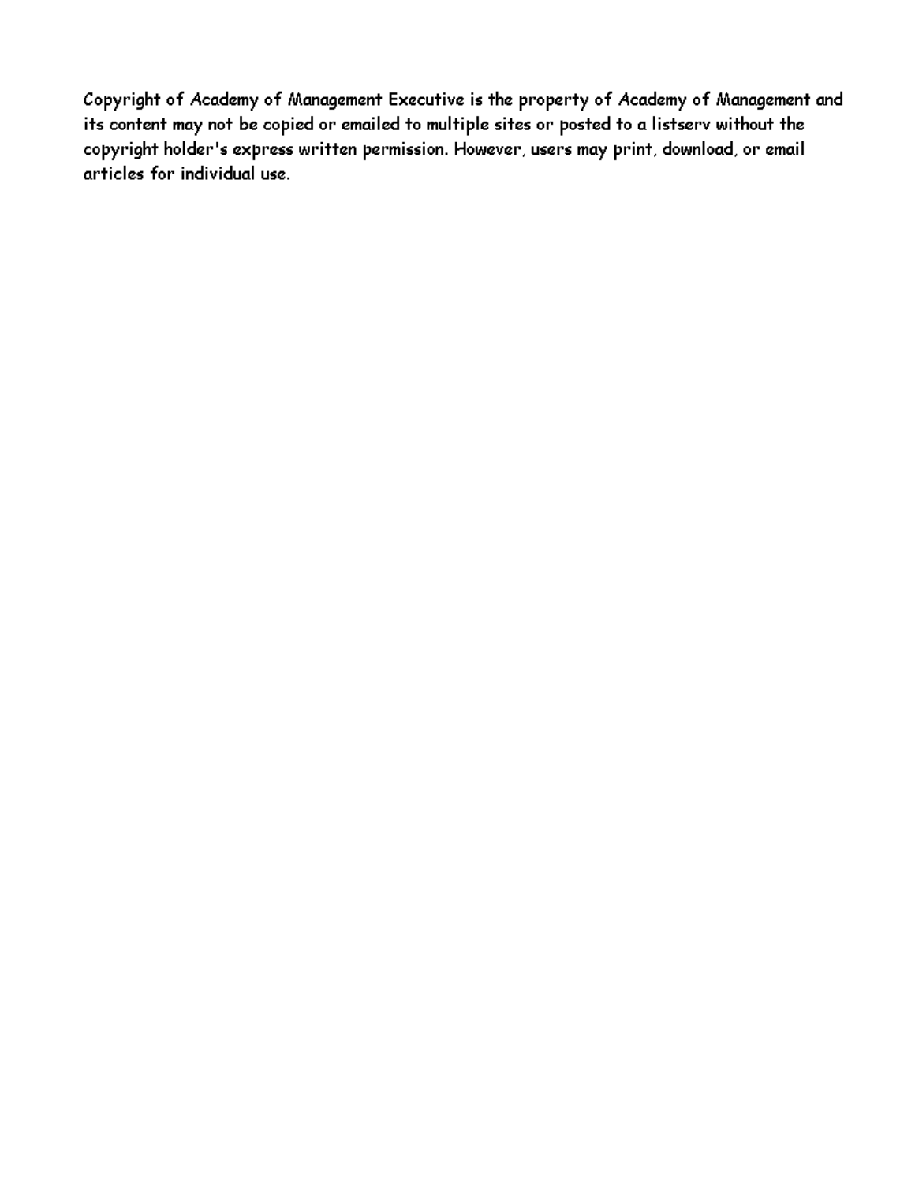Copyright of Academy of Management Executive is the property of Academy of Management and its content may not be copied or emailed to multiple sites or posted to a listserv without the copyright holder's express written permission. However, users may print, download, or email articles for individual use.